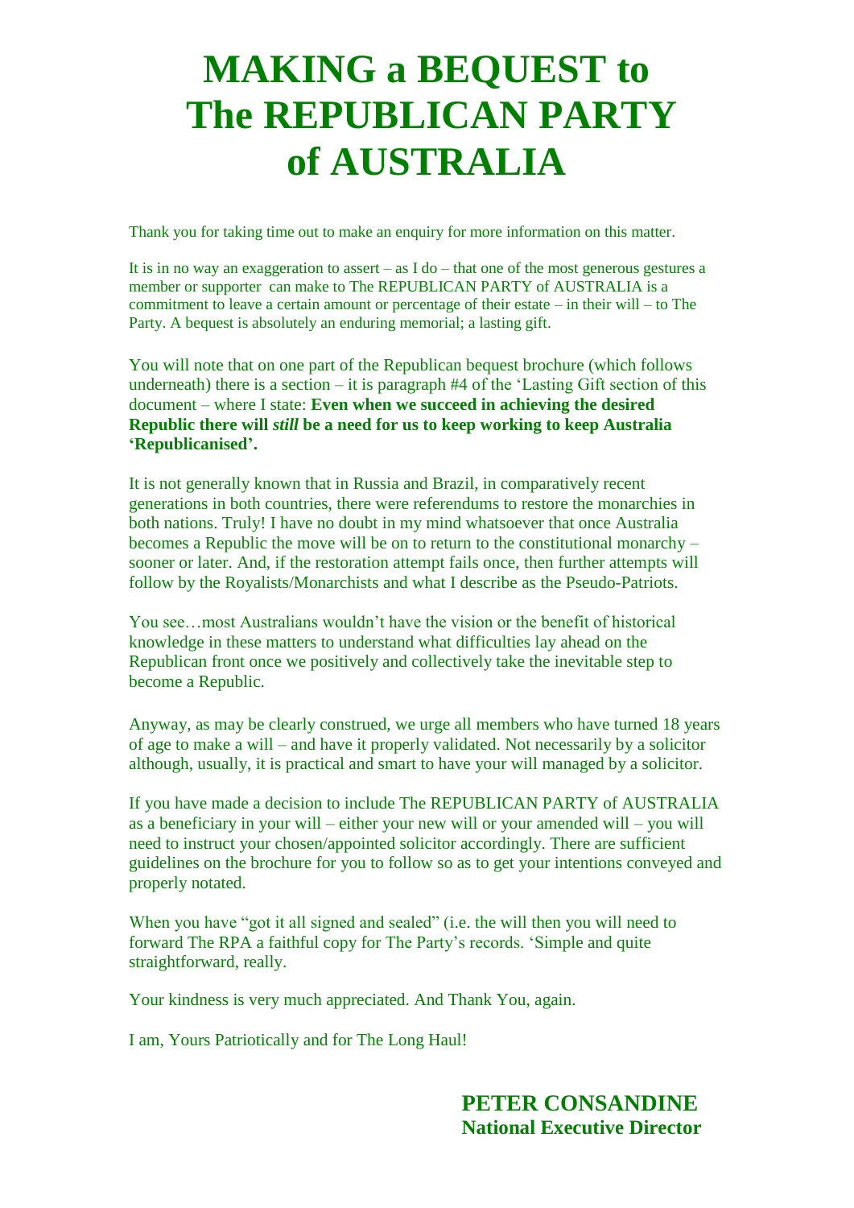# MAKING a BEQUEST to The REPUBLICAN PARTY of AUSTRALIA

Thank you for taking time out to make an enquiry for more information on this matter.

It is in no way an exaggeration to assert – as I do – that one of the most generous gestures a member or supporter can make to The REPUBLICAN PARTY of AUSTRALIA is a commitment to leave a certain amount or percentage of their estate – in their will – to The Party. A bequest is absolutely an enduring memorial; a lasting gift.

You will note that on one part of the Republican bequest brochure (which follows underneath) there is a section – it is paragraph #4 of the 'Lasting Gift section of this document – where I state: **Even when we succeed in achieving the desired Republic there will *still* be a need for us to keep working to keep Australia 'Republicanised'.**

It is not generally known that in Russia and Brazil, in comparatively recent generations in both countries, there were referendums to restore the monarchies in both nations. Truly! I have no doubt in my mind whatsoever that once Australia becomes a Republic the move will be on to return to the constitutional monarchy – sooner or later. And, if the restoration attempt fails once, then further attempts will follow by the Royalists/Monarchists and what I describe as the Pseudo-Patriots.

You see…most Australians wouldn't have the vision or the benefit of historical knowledge in these matters to understand what difficulties lay ahead on the Republican front once we positively and collectively take the inevitable step to become a Republic.

Anyway, as may be clearly construed, we urge all members who have turned 18 years of age to make a will – and have it properly validated. Not necessarily by a solicitor although, usually, it is practical and smart to have your will managed by a solicitor.

If you have made a decision to include The REPUBLICAN PARTY of AUSTRALIA as a beneficiary in your will – either your new will or your amended will – you will need to instruct your chosen/appointed solicitor accordingly. There are sufficient guidelines on the brochure for you to follow so as to get your intentions conveyed and properly notated.

When you have "got it all signed and sealed" (i.e. the will then you will need to forward The RPA a faithful copy for The Party's records. 'Simple and quite straightforward, really.

Your kindness is very much appreciated. And Thank You, again.

I am, Yours Patriotically and for The Long Haul!

**PETER CONSANDINE**
**National Executive Director**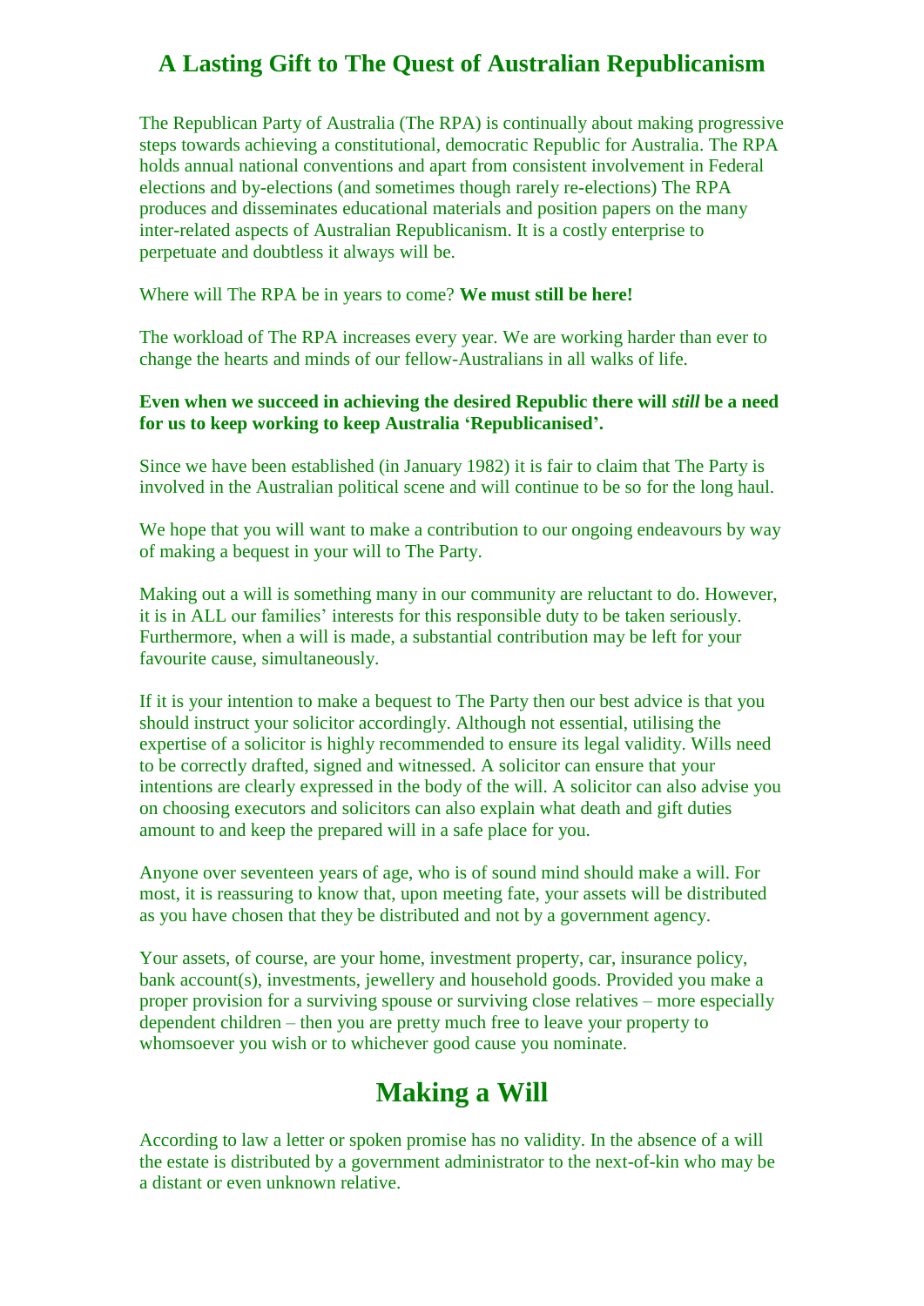# A Lasting Gift to The Quest of Australian Republicanism

The Republican Party of Australia (The RPA) is continually about making progressive steps towards achieving a constitutional, democratic Republic for Australia. The RPA holds annual national conventions and apart from consistent involvement in Federal elections and by-elections (and sometimes though rarely re-elections) The RPA produces and disseminates educational materials and position papers on the many inter-related aspects of Australian Republicanism. It is a costly enterprise to perpetuate and doubtless it always will be.

Where will The RPA be in years to come? **We must still be here!**

The workload of The RPA increases every year. We are working harder than ever to change the hearts and minds of our fellow-Australians in all walks of life.

**Even when we succeed in achieving the desired Republic there will *still* be a need for us to keep working to keep Australia 'Republicanised'.**

Since we have been established (in January 1982) it is fair to claim that The Party is involved in the Australian political scene and will continue to be so for the long haul.

We hope that you will want to make a contribution to our ongoing endeavours by way of making a bequest in your will to The Party.

Making out a will is something many in our community are reluctant to do. However, it is in ALL our families' interests for this responsible duty to be taken seriously. Furthermore, when a will is made, a substantial contribution may be left for your favourite cause, simultaneously.

If it is your intention to make a bequest to The Party then our best advice is that you should instruct your solicitor accordingly. Although not essential, utilising the expertise of a solicitor is highly recommended to ensure its legal validity. Wills need to be correctly drafted, signed and witnessed. A solicitor can ensure that your intentions are clearly expressed in the body of the will. A solicitor can also advise you on choosing executors and solicitors can also explain what death and gift duties amount to and keep the prepared will in a safe place for you.

Anyone over seventeen years of age, who is of sound mind should make a will. For most, it is reassuring to know that, upon meeting fate, your assets will be distributed as you have chosen that they be distributed and not by a government agency.

Your assets, of course, are your home, investment property, car, insurance policy, bank account(s), investments, jewellery and household goods. Provided you make a proper provision for a surviving spouse or surviving close relatives – more especially dependent children – then you are pretty much free to leave your property to whomsoever you wish or to whichever good cause you nominate.

# Making a Will

According to law a letter or spoken promise has no validity. In the absence of a will the estate is distributed by a government administrator to the next-of-kin who may be a distant or even unknown relative.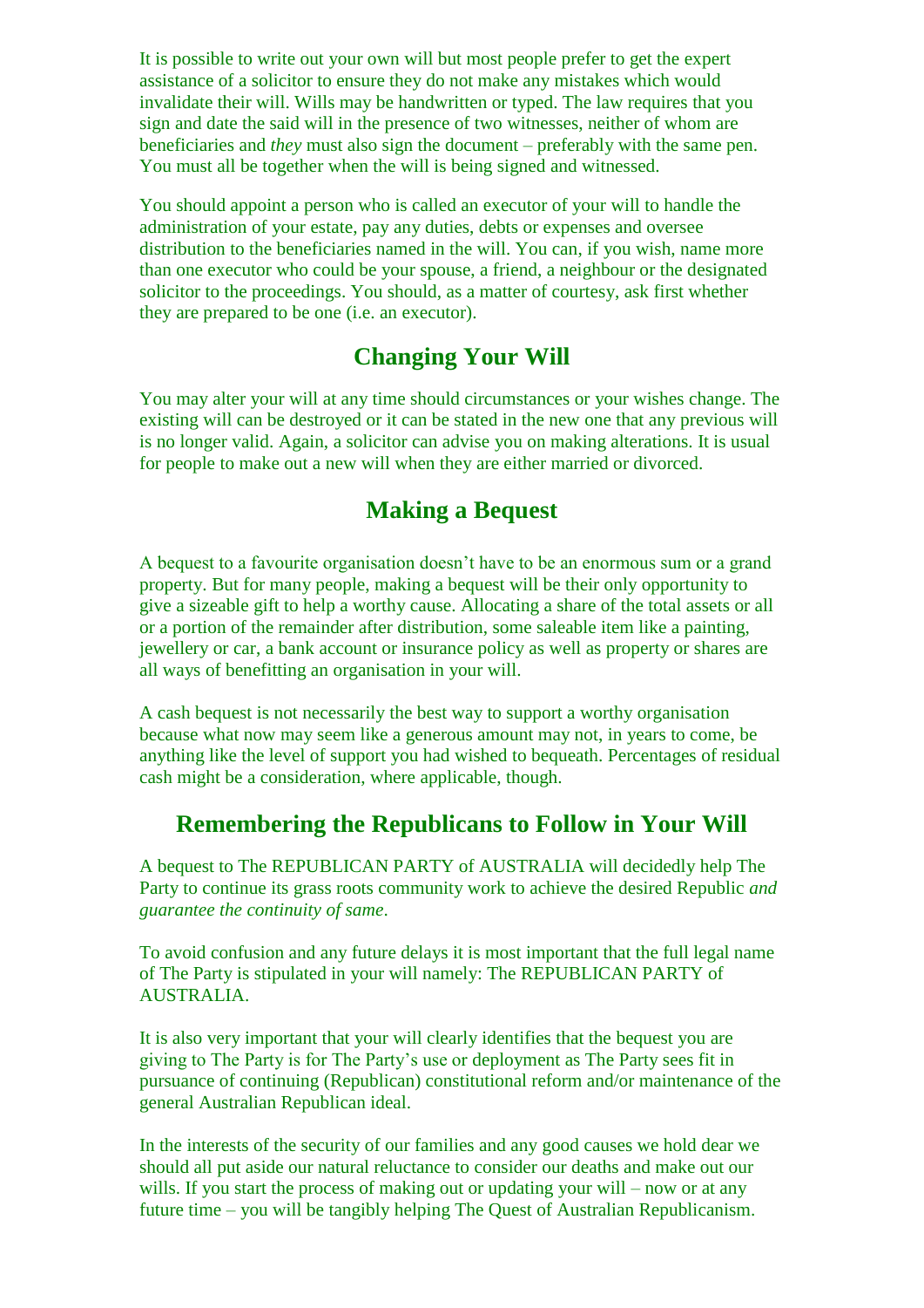It is possible to write out your own will but most people prefer to get the expert assistance of a solicitor to ensure they do not make any mistakes which would invalidate their will. Wills may be handwritten or typed. The law requires that you sign and date the said will in the presence of two witnesses, neither of whom are beneficiaries and *they* must also sign the document – preferably with the same pen. You must all be together when the will is being signed and witnessed.

You should appoint a person who is called an executor of your will to handle the administration of your estate, pay any duties, debts or expenses and oversee distribution to the beneficiaries named in the will. You can, if you wish, name more than one executor who could be your spouse, a friend, a neighbour or the designated solicitor to the proceedings. You should, as a matter of courtesy, ask first whether they are prepared to be one (i.e. an executor).

## Changing Your Will

You may alter your will at any time should circumstances or your wishes change. The existing will can be destroyed or it can be stated in the new one that any previous will is no longer valid. Again, a solicitor can advise you on making alterations. It is usual for people to make out a new will when they are either married or divorced.

## Making a Bequest

A bequest to a favourite organisation doesn't have to be an enormous sum or a grand property. But for many people, making a bequest will be their only opportunity to give a sizeable gift to help a worthy cause. Allocating a share of the total assets or all or a portion of the remainder after distribution, some saleable item like a painting, jewellery or car, a bank account or insurance policy as well as property or shares are all ways of benefitting an organisation in your will.

A cash bequest is not necessarily the best way to support a worthy organisation because what now may seem like a generous amount may not, in years to come, be anything like the level of support you had wished to bequeath. Percentages of residual cash might be a consideration, where applicable, though.

## Remembering the Republicans to Follow in Your Will

A bequest to The REPUBLICAN PARTY of AUSTRALIA will decidedly help The Party to continue its grass roots community work to achieve the desired Republic *and guarantee the continuity of same*.

To avoid confusion and any future delays it is most important that the full legal name of The Party is stipulated in your will namely: The REPUBLICAN PARTY of AUSTRALIA.

It is also very important that your will clearly identifies that the bequest you are giving to The Party is for The Party's use or deployment as The Party sees fit in pursuance of continuing (Republican) constitutional reform and/or maintenance of the general Australian Republican ideal.

In the interests of the security of our families and any good causes we hold dear we should all put aside our natural reluctance to consider our deaths and make out our wills. If you start the process of making out or updating your will – now or at any future time – you will be tangibly helping The Quest of Australian Republicanism.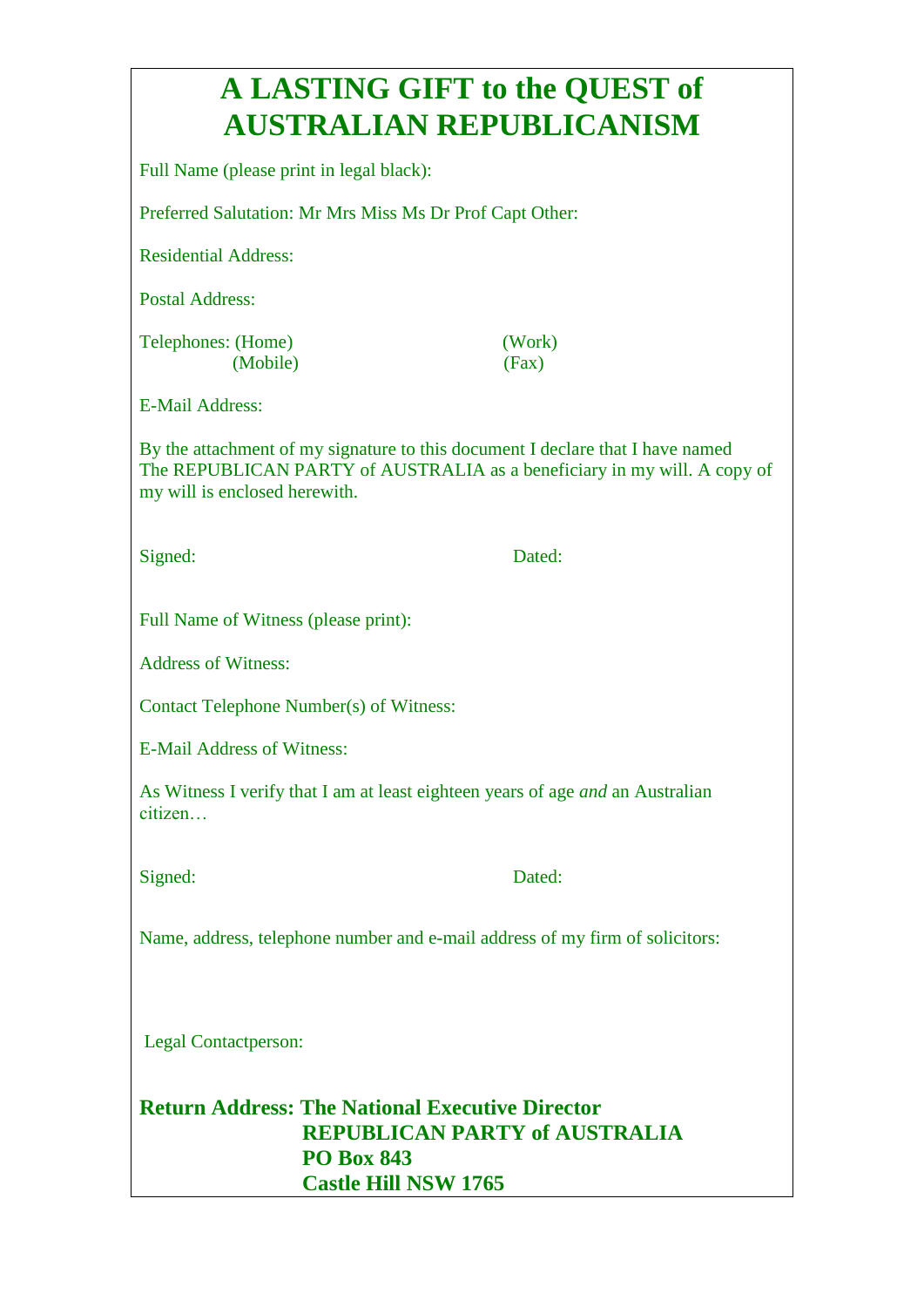# A LASTING GIFT to the QUEST of AUSTRALIAN REPUBLICANISM

Full Name (please print in legal black):

Preferred Salutation: Mr Mrs Miss Ms Dr Prof Capt Other:

Residential Address:

Postal Address:

Telephones: (Home) (Work)
(Mobile) (Fax)

E-Mail Address:

By the attachment of my signature to this document I declare that I have named The REPUBLICAN PARTY of AUSTRALIA as a beneficiary in my will. A copy of my will is enclosed herewith.

Signed: Dated:

Full Name of Witness (please print):

Address of Witness:

Contact Telephone Number(s) of Witness:

E-Mail Address of Witness:

As Witness I verify that I am at least eighteen years of age *and* an Australian citizen…

Signed: Dated:

Name, address, telephone number and e-mail address of my firm of solicitors:

Legal Contactperson:

**Return Address: The National Executive Director**
**REPUBLICAN PARTY of AUSTRALIA**
**PO Box 843**
**Castle Hill NSW 1765**